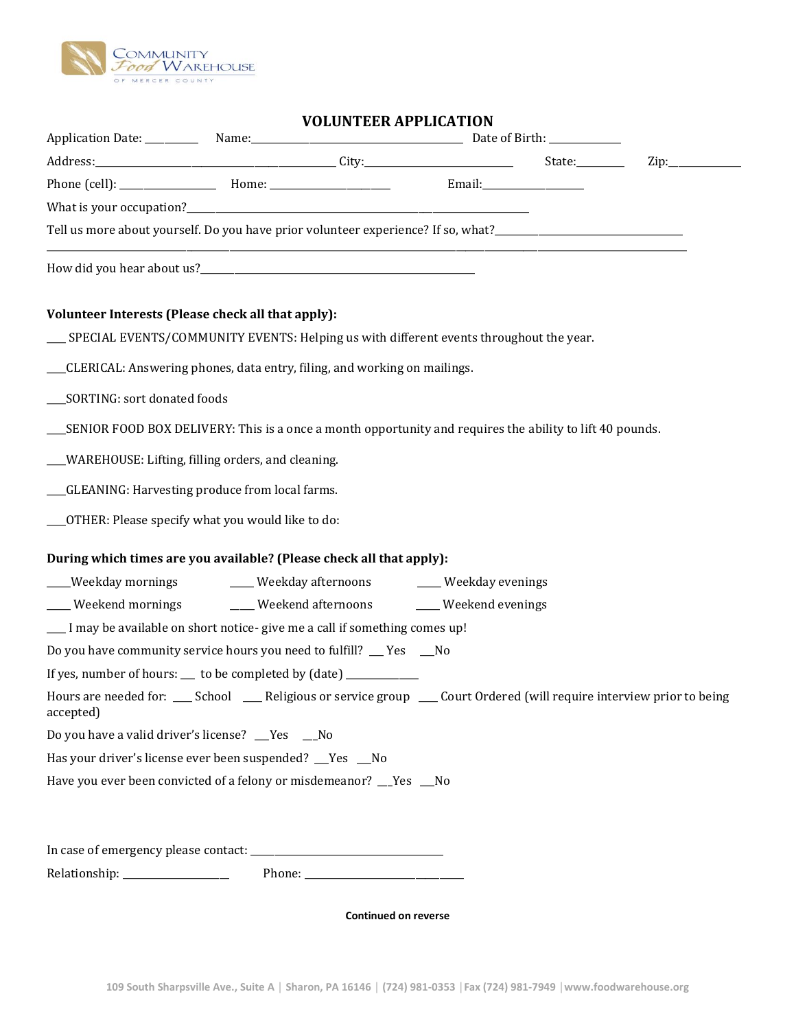Community Food Warehouse of Mercer County

# VOLUNTEER APPLICATION

Application Date: __________ Name:________________________________________ Date of Birth: _____________

Address:________________________________________________ City:____________________________ State:_________ Zip:_____________

Phone (cell): __________________ Home: _______________________ Email:___________________

What is your occupation?_____________________________________________________________________________

Tell us more about yourself. Do you have prior volunteer experience? If so, what?___________________________________

______________________________________________________________________________________________________

How did you hear about us?______________________________________________________

**Volunteer Interests (Please check all that apply):**

____ SPECIAL EVENTS/COMMUNITY EVENTS: Helping us with different events throughout the year.

____CLERICAL: Answering phones, data entry, filing, and working on mailings.

____SORTING: sort donated foods

____SENIOR FOOD BOX DELIVERY: This is a once a month opportunity and requires the ability to lift 40 pounds.

____WAREHOUSE: Lifting, filling orders, and cleaning.

____GLEANING: Harvesting produce from local farms.

____OTHER: Please specify what you would like to do:

**During which times are you available? (Please check all that apply):**

_____Weekday mornings _____ Weekday afternoons _____ Weekday evenings

_____ Weekend mornings ____ Weekend afternoons _____ Weekend evenings

___ I may be available on short notice- give me a call if something comes up!

Do you have community service hours you need to fulfill? ___ Yes ___No

If yes, number of hours: ___ to be completed by (date) _____________

Hours are needed for: ___ School ___ Religious or service group ___ Court Ordered (will require interview prior to being accepted)

Do you have a valid driver's license? ___Yes ___No

Has your driver's license ever been suspended? ___Yes ___No

Have you ever been convicted of a felony or misdemeanor? ___Yes ___No

In case of emergency please contact: ___________________________________

Relationship: ____________________ Phone: ______________________________

**Continued on reverse**

109 South Sharpsville Ave., Suite A | Sharon, PA 16146 | (724) 981-0353 | Fax (724) 981-7949 | www.foodwarehouse.org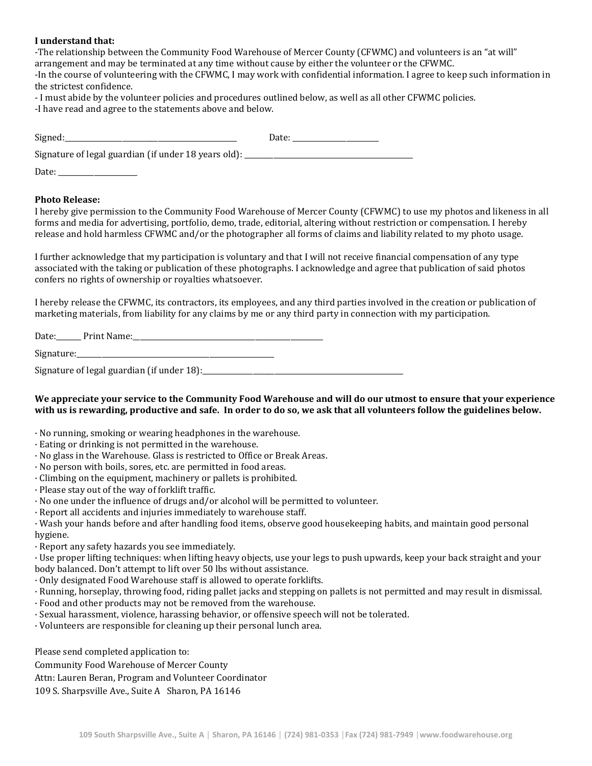**I understand that:**

-The relationship between the Community Food Warehouse of Mercer County (CFWMC) and volunteers is an "at will" arrangement and may be terminated at any time without cause by either the volunteer or the CFWMC.

-In the course of volunteering with the CFWMC, I may work with confidential information. I agree to keep such information in the strictest confidence.

- I must abide by the volunteer policies and procedures outlined below, as well as all other CFWMC policies.

-I have read and agree to the statements above and below.

Signed:_______________________________________________ Date: _______________________

Signature of legal guardian (if under 18 years old): ____________________________________________

Date: _____________________

**Photo Release:**

I hereby give permission to the Community Food Warehouse of Mercer County (CFWMC) to use my photos and likeness in all forms and media for advertising, portfolio, demo, trade, editorial, altering without restriction or compensation. I hereby release and hold harmless CFWMC and/or the photographer all forms of claims and liability related to my photo usage.

I further acknowledge that my participation is voluntary and that I will not receive financial compensation of any type associated with the taking or publication of these photographs. I acknowledge and agree that publication of said photos confers no rights of ownership or royalties whatsoever.

I hereby release the CFWMC, its contractors, its employees, and any third parties involved in the creation or publication of marketing materials, from liability for any claims by me or any third party in connection with my participation.

Date:_______ Print Name:_____________________________________________________

Signature:_______________________________________________________

Signature of legal guardian (if under 18):_______________________________________________________

**We appreciate your service to the Community Food Warehouse and will do our utmost to ensure that your experience with us is rewarding, productive and safe. In order to do so, we ask that all volunteers follow the guidelines below.**

- No running, smoking or wearing headphones in the warehouse.
- Eating or drinking is not permitted in the warehouse.
- No glass in the Warehouse. Glass is restricted to Office or Break Areas.
- No person with boils, sores, etc. are permitted in food areas.
- Climbing on the equipment, machinery or pallets is prohibited.
- Please stay out of the way of forklift traffic.
- No one under the influence of drugs and/or alcohol will be permitted to volunteer.
- Report all accidents and injuries immediately to warehouse staff.
- Wash your hands before and after handling food items, observe good housekeeping habits, and maintain good personal hygiene.
- Report any safety hazards you see immediately.
- Use proper lifting techniques: when lifting heavy objects, use your legs to push upwards, keep your back straight and your body balanced. Don't attempt to lift over 50 lbs without assistance.
- Only designated Food Warehouse staff is allowed to operate forklifts.
- Running, horseplay, throwing food, riding pallet jacks and stepping on pallets is not permitted and may result in dismissal.
- Food and other products may not be removed from the warehouse.
- Sexual harassment, violence, harassing behavior, or offensive speech will not be tolerated.
- Volunteers are responsible for cleaning up their personal lunch area.

Please send completed application to:

Community Food Warehouse of Mercer County

Attn: Lauren Beran, Program and Volunteer Coordinator

109 S. Sharpsville Ave., Suite A Sharon, PA 16146